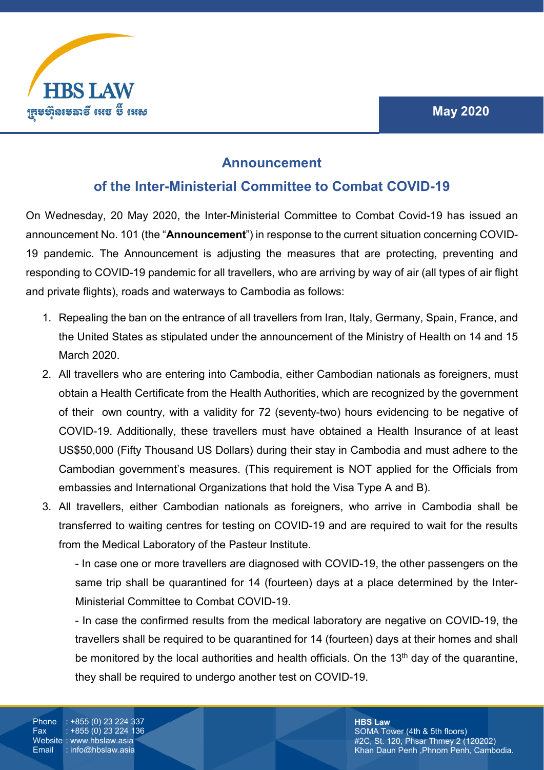# Announcement

## of the Inter-Ministerial Committee to Combat COVID-19

On Wednesday, 20 May 2020, the Inter-Ministerial Committee to Combat Covid-19 has issued an announcement No. 101 (the "**Announcement**") in response to the current situation concerning COVID-19 pandemic. The Announcement is adjusting the measures that are protecting, preventing and responding to COVID-19 pandemic for all travellers, who are arriving by way of air (all types of air flight and private flights), roads and waterways to Cambodia as follows:

1. Repealing the ban on the entrance of all travellers from Iran, Italy, Germany, Spain, France, and the United States as stipulated under the announcement of the Ministry of Health on 14 and 15 March 2020.
2. All travellers who are entering into Cambodia, either Cambodian nationals as foreigners, must obtain a Health Certificate from the Health Authorities, which are recognized by the government of their own country, with a validity for 72 (seventy-two) hours evidencing to be negative of COVID-19. Additionally, these travellers must have obtained a Health Insurance of at least US$50,000 (Fifty Thousand US Dollars) during their stay in Cambodia and must adhere to the Cambodian government's measures. (This requirement is NOT applied for the Officials from embassies and International Organizations that hold the Visa Type A and B).
3. All travellers, either Cambodian nationals as foreigners, who arrive in Cambodia shall be transferred to waiting centres for testing on COVID-19 and are required to wait for the results from the Medical Laboratory of the Pasteur Institute.

   - In case one or more travellers are diagnosed with COVID-19, the other passengers on the same trip shall be quarantined for 14 (fourteen) days at a place determined by the Inter-Ministerial Committee to Combat COVID-19.
   - In case the confirmed results from the medical laboratory are negative on COVID-19, the travellers shall be required to be quarantined for 14 (fourteen) days at their homes and shall be monitored by the local authorities and health officials. On the 13th day of the quarantine, they shall be required to undergo another test on COVID-19.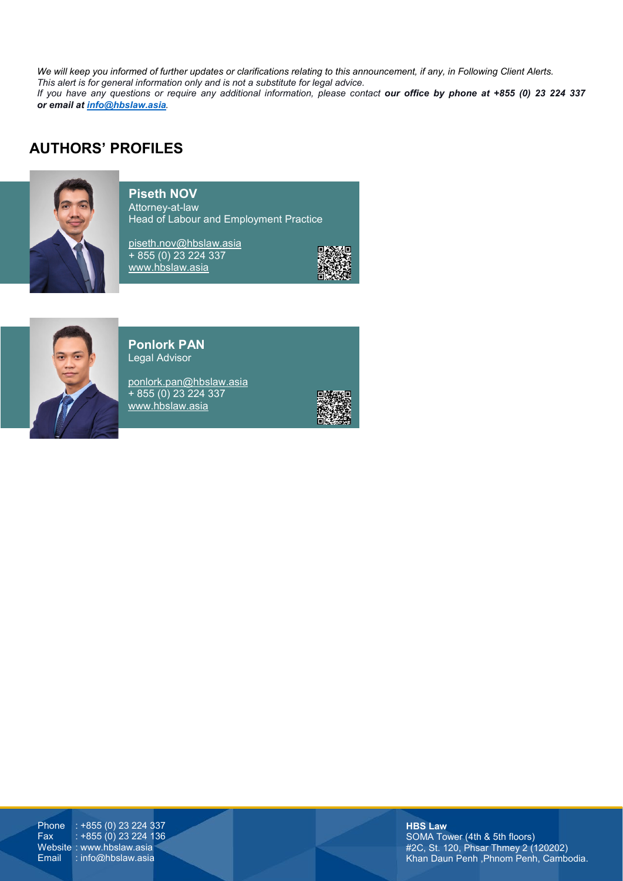*We will keep you informed of further updates or clarifications relating to this announcement, if any, in Following Client Alerts.*
*This alert is for general information only and is not a substitute for legal advice.*
*If you have any questions or require any additional information, please contact* ***our office by phone at +855 (0) 23 224 337 or email at [info@hbslaw.asia](mailto:info@hbslaw.asia)****.*

## AUTHORS' PROFILES

**Piseth NOV**
Attorney-at-law
Head of Labour and Employment Practice

piseth.nov@hbslaw.asia
+ 855 (0) 23 224 337
www.hbslaw.asia

**Ponlork PAN**
Legal Advisor

ponlork.pan@hbslaw.asia
+ 855 (0) 23 224 337
www.hbslaw.asia

Phone : +855 (0) 23 224 337
Fax : +855 (0) 23 224 136
Website : www.hbslaw.asia
Email : info@hbslaw.asia

**HBS Law**
SOMA Tower (4th & 5th floors)
#2C, St. 120, Phsar Thmey 2 (120202)
Khan Daun Penh ,Phnom Penh, Cambodia.